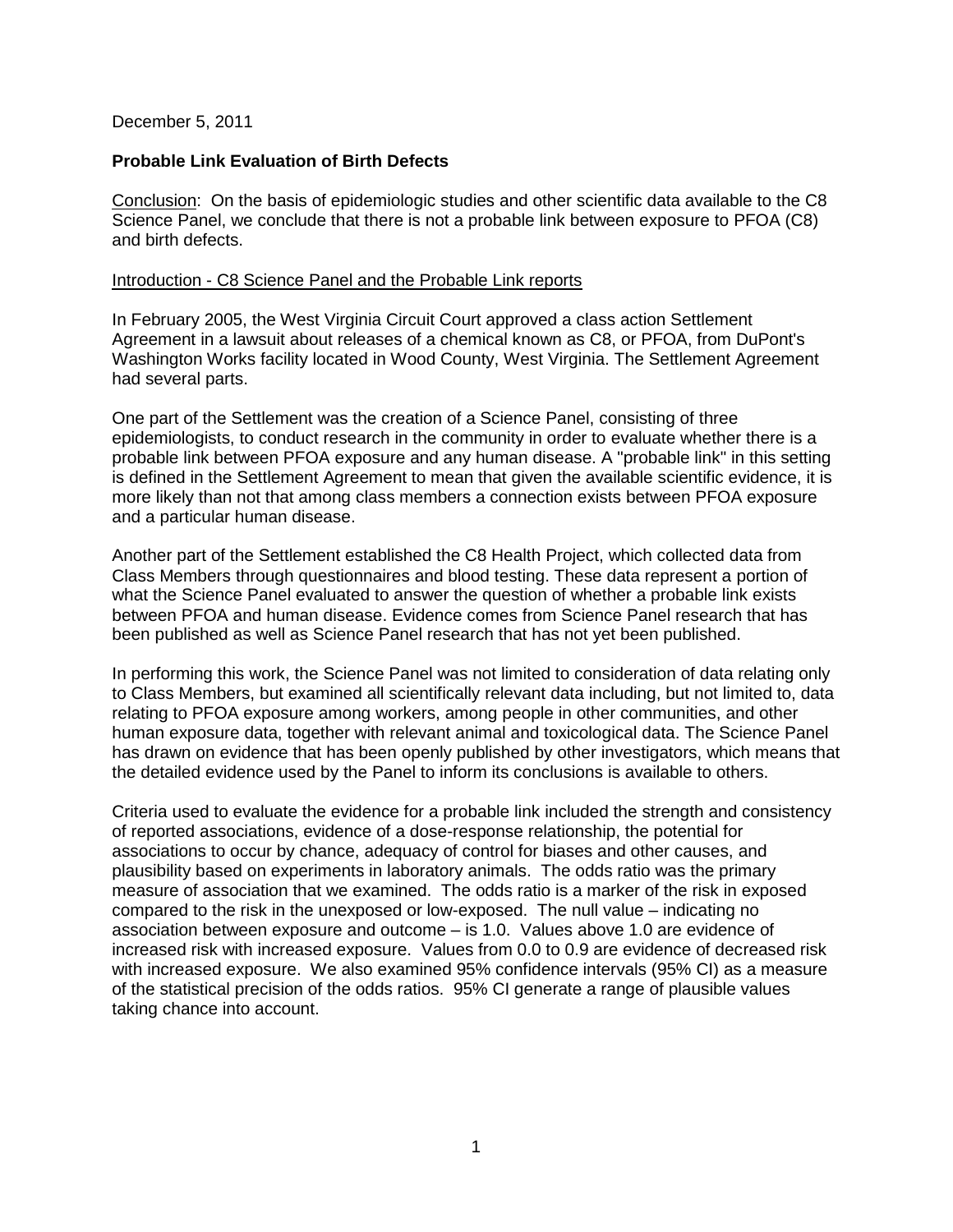December 5, 2011

**Probable Link Evaluation of Birth Defects**

Conclusion: On the basis of epidemiologic studies and other scientific data available to the C8 Science Panel, we conclude that there is not a probable link between exposure to PFOA (C8) and birth defects.

Introduction - C8 Science Panel and the Probable Link reports

In February 2005, the West Virginia Circuit Court approved a class action Settlement Agreement in a lawsuit about releases of a chemical known as C8, or PFOA, from DuPont's Washington Works facility located in Wood County, West Virginia. The Settlement Agreement had several parts.

One part of the Settlement was the creation of a Science Panel, consisting of three epidemiologists, to conduct research in the community in order to evaluate whether there is a probable link between PFOA exposure and any human disease. A "probable link" in this setting is defined in the Settlement Agreement to mean that given the available scientific evidence, it is more likely than not that among class members a connection exists between PFOA exposure and a particular human disease.

Another part of the Settlement established the C8 Health Project, which collected data from Class Members through questionnaires and blood testing. These data represent a portion of what the Science Panel evaluated to answer the question of whether a probable link exists between PFOA and human disease. Evidence comes from Science Panel research that has been published as well as Science Panel research that has not yet been published.

In performing this work, the Science Panel was not limited to consideration of data relating only to Class Members, but examined all scientifically relevant data including, but not limited to, data relating to PFOA exposure among workers, among people in other communities, and other human exposure data, together with relevant animal and toxicological data. The Science Panel has drawn on evidence that has been openly published by other investigators, which means that the detailed evidence used by the Panel to inform its conclusions is available to others.

Criteria used to evaluate the evidence for a probable link included the strength and consistency of reported associations, evidence of a dose-response relationship, the potential for associations to occur by chance, adequacy of control for biases and other causes, and plausibility based on experiments in laboratory animals. The odds ratio was the primary measure of association that we examined. The odds ratio is a marker of the risk in exposed compared to the risk in the unexposed or low-exposed. The null value – indicating no association between exposure and outcome – is 1.0. Values above 1.0 are evidence of increased risk with increased exposure. Values from 0.0 to 0.9 are evidence of decreased risk with increased exposure. We also examined 95% confidence intervals (95% CI) as a measure of the statistical precision of the odds ratios. 95% CI generate a range of plausible values taking chance into account.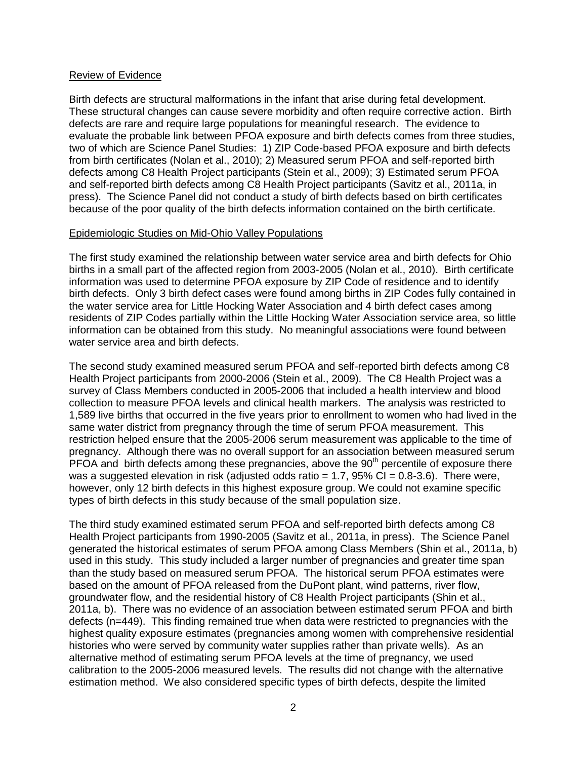## Review of Evidence

Birth defects are structural malformations in the infant that arise during fetal development. These structural changes can cause severe morbidity and often require corrective action. Birth defects are rare and require large populations for meaningful research. The evidence to evaluate the probable link between PFOA exposure and birth defects comes from three studies, two of which are Science Panel Studies: 1) ZIP Code-based PFOA exposure and birth defects from birth certificates (Nolan et al., 2010); 2) Measured serum PFOA and self-reported birth defects among C8 Health Project participants (Stein et al., 2009); 3) Estimated serum PFOA and self-reported birth defects among C8 Health Project participants (Savitz et al., 2011a, in press). The Science Panel did not conduct a study of birth defects based on birth certificates because of the poor quality of the birth defects information contained on the birth certificate.

## Epidemiologic Studies on Mid-Ohio Valley Populations

The first study examined the relationship between water service area and birth defects for Ohio births in a small part of the affected region from 2003-2005 (Nolan et al., 2010). Birth certificate information was used to determine PFOA exposure by ZIP Code of residence and to identify birth defects. Only 3 birth defect cases were found among births in ZIP Codes fully contained in the water service area for Little Hocking Water Association and 4 birth defect cases among residents of ZIP Codes partially within the Little Hocking Water Association service area, so little information can be obtained from this study. No meaningful associations were found between water service area and birth defects.

The second study examined measured serum PFOA and self-reported birth defects among C8 Health Project participants from 2000-2006 (Stein et al., 2009). The C8 Health Project was a survey of Class Members conducted in 2005-2006 that included a health interview and blood collection to measure PFOA levels and clinical health markers. The analysis was restricted to 1,589 live births that occurred in the five years prior to enrollment to women who had lived in the same water district from pregnancy through the time of serum PFOA measurement. This restriction helped ensure that the 2005-2006 serum measurement was applicable to the time of pregnancy. Although there was no overall support for an association between measured serum PFOA and birth defects among these pregnancies, above the 90$^{th}$ percentile of exposure there was a suggested elevation in risk (adjusted odds ratio = 1.7, 95% CI = 0.8-3.6). There were, however, only 12 birth defects in this highest exposure group. We could not examine specific types of birth defects in this study because of the small population size.

The third study examined estimated serum PFOA and self-reported birth defects among C8 Health Project participants from 1990-2005 (Savitz et al., 2011a, in press). The Science Panel generated the historical estimates of serum PFOA among Class Members (Shin et al., 2011a, b) used in this study. This study included a larger number of pregnancies and greater time span than the study based on measured serum PFOA. The historical serum PFOA estimates were based on the amount of PFOA released from the DuPont plant, wind patterns, river flow, groundwater flow, and the residential history of C8 Health Project participants (Shin et al., 2011a, b). There was no evidence of an association between estimated serum PFOA and birth defects (n=449). This finding remained true when data were restricted to pregnancies with the highest quality exposure estimates (pregnancies among women with comprehensive residential histories who were served by community water supplies rather than private wells). As an alternative method of estimating serum PFOA levels at the time of pregnancy, we used calibration to the 2005-2006 measured levels. The results did not change with the alternative estimation method. We also considered specific types of birth defects, despite the limited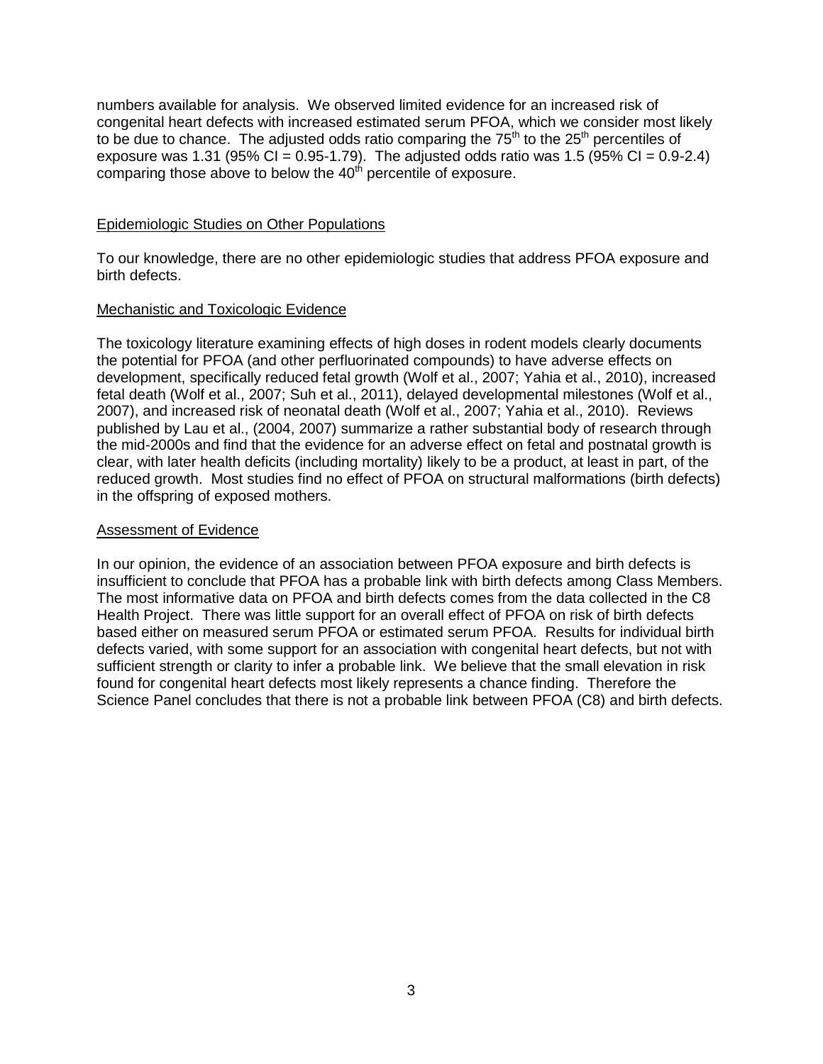numbers available for analysis. We observed limited evidence for an increased risk of congenital heart defects with increased estimated serum PFOA, which we consider most likely to be due to chance. The adjusted odds ratio comparing the $75^{th}$ to the $25^{th}$ percentiles of exposure was 1.31 (95% CI = 0.95-1.79). The adjusted odds ratio was 1.5 (95% CI = 0.9-2.4) comparing those above to below the $40^{th}$ percentile of exposure.

## Epidemiologic Studies on Other Populations

To our knowledge, there are no other epidemiologic studies that address PFOA exposure and birth defects.

## Mechanistic and Toxicologic Evidence

The toxicology literature examining effects of high doses in rodent models clearly documents the potential for PFOA (and other perfluorinated compounds) to have adverse effects on development, specifically reduced fetal growth (Wolf et al., 2007; Yahia et al., 2010), increased fetal death (Wolf et al., 2007; Suh et al., 2011), delayed developmental milestones (Wolf et al., 2007), and increased risk of neonatal death (Wolf et al., 2007; Yahia et al., 2010). Reviews published by Lau et al., (2004, 2007) summarize a rather substantial body of research through the mid-2000s and find that the evidence for an adverse effect on fetal and postnatal growth is clear, with later health deficits (including mortality) likely to be a product, at least in part, of the reduced growth. Most studies find no effect of PFOA on structural malformations (birth defects) in the offspring of exposed mothers.

## Assessment of Evidence

In our opinion, the evidence of an association between PFOA exposure and birth defects is insufficient to conclude that PFOA has a probable link with birth defects among Class Members. The most informative data on PFOA and birth defects comes from the data collected in the C8 Health Project. There was little support for an overall effect of PFOA on risk of birth defects based either on measured serum PFOA or estimated serum PFOA. Results for individual birth defects varied, with some support for an association with congenital heart defects, but not with sufficient strength or clarity to infer a probable link. We believe that the small elevation in risk found for congenital heart defects most likely represents a chance finding. Therefore the Science Panel concludes that there is not a probable link between PFOA (C8) and birth defects.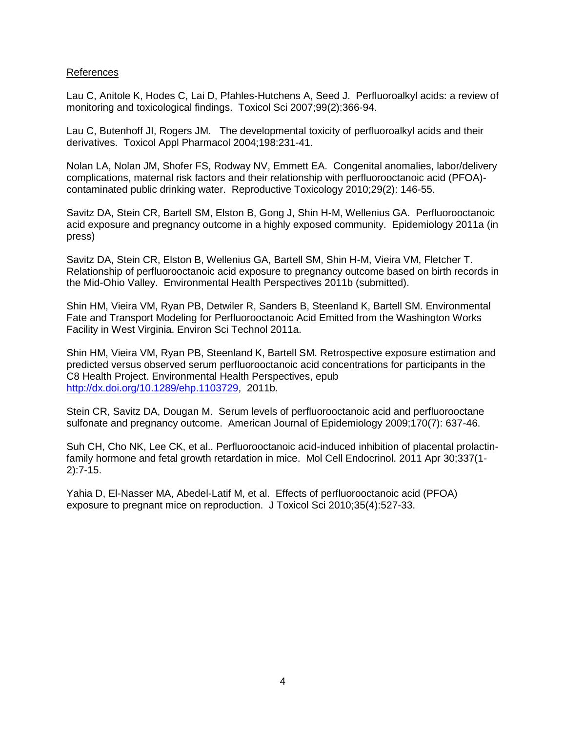References

Lau C, Anitole K, Hodes C, Lai D, Pfahles-Hutchens A, Seed J. Perfluoroalkyl acids: a review of monitoring and toxicological findings. Toxicol Sci 2007;99(2):366-94.

Lau C, Butenhoff JI, Rogers JM. The developmental toxicity of perfluoroalkyl acids and their derivatives. Toxicol Appl Pharmacol 2004;198:231-41.

Nolan LA, Nolan JM, Shofer FS, Rodway NV, Emmett EA. Congenital anomalies, labor/delivery complications, maternal risk factors and their relationship with perfluorooctanoic acid (PFOA)-contaminated public drinking water. Reproductive Toxicology 2010;29(2): 146-55.

Savitz DA, Stein CR, Bartell SM, Elston B, Gong J, Shin H-M, Wellenius GA. Perfluorooctanoic acid exposure and pregnancy outcome in a highly exposed community. Epidemiology 2011a (in press)

Savitz DA, Stein CR, Elston B, Wellenius GA, Bartell SM, Shin H-M, Vieira VM, Fletcher T. Relationship of perfluorooctanoic acid exposure to pregnancy outcome based on birth records in the Mid-Ohio Valley. Environmental Health Perspectives 2011b (submitted).

Shin HM, Vieira VM, Ryan PB, Detwiler R, Sanders B, Steenland K, Bartell SM. Environmental Fate and Transport Modeling for Perfluorooctanoic Acid Emitted from the Washington Works Facility in West Virginia. Environ Sci Technol 2011a.

Shin HM, Vieira VM, Ryan PB, Steenland K, Bartell SM. Retrospective exposure estimation and predicted versus observed serum perfluorooctanoic acid concentrations for participants in the C8 Health Project. Environmental Health Perspectives, epub http://dx.doi.org/10.1289/ehp.1103729, 2011b.

Stein CR, Savitz DA, Dougan M. Serum levels of perfluorooctanoic acid and perfluorooctane sulfonate and pregnancy outcome. American Journal of Epidemiology 2009;170(7): 637-46.

Suh CH, Cho NK, Lee CK, et al.. Perfluorooctanoic acid-induced inhibition of placental prolactin-family hormone and fetal growth retardation in mice. Mol Cell Endocrinol. 2011 Apr 30;337(1-2):7-15.

Yahia D, El-Nasser MA, Abedel-Latif M, et al. Effects of perfluorooctanoic acid (PFOA) exposure to pregnant mice on reproduction. J Toxicol Sci 2010;35(4):527-33.